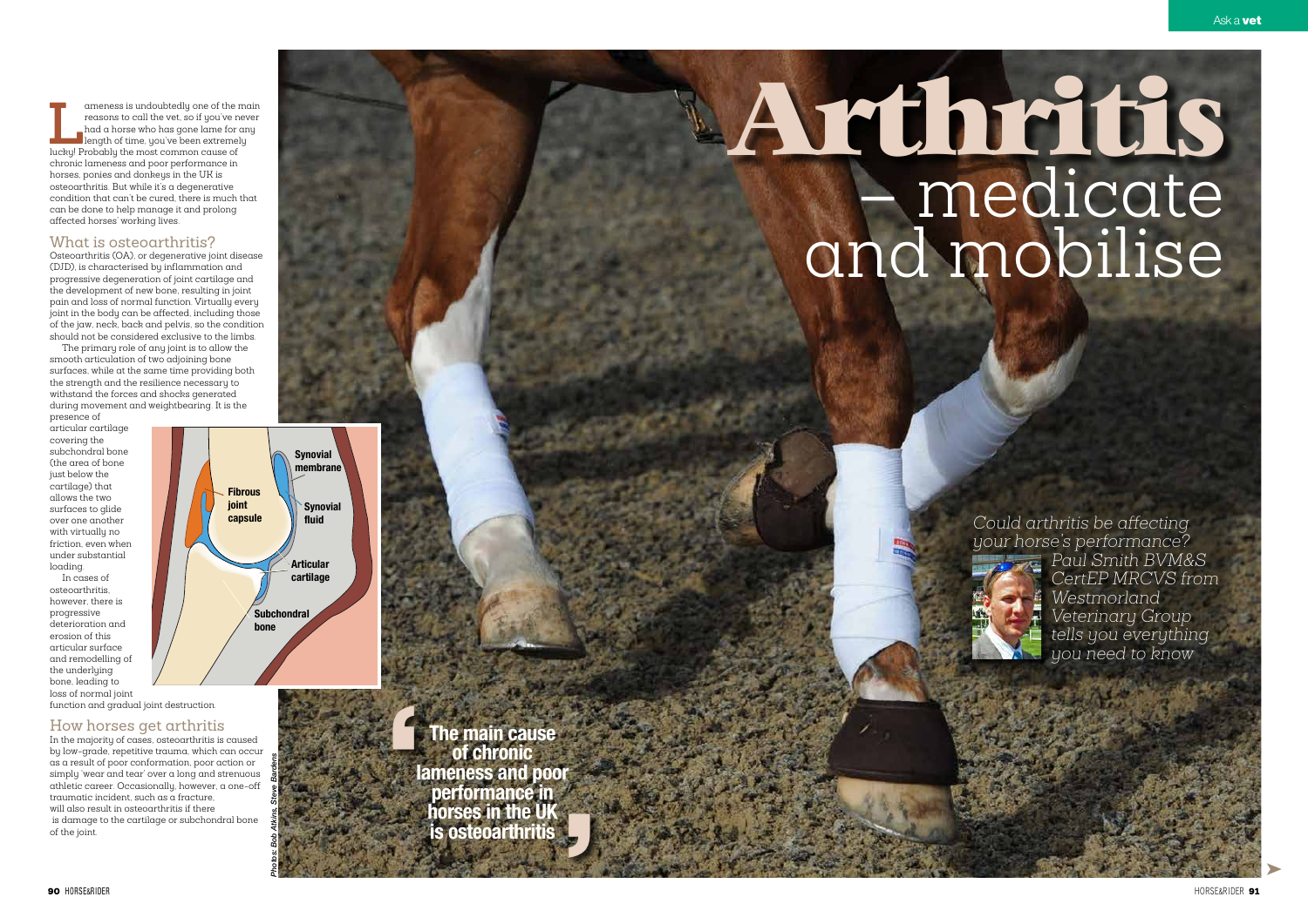# Arthritis – medicate and mobilise

*Could arthritis be affecting your horse's performance? Paul Smith BVM&S CertEP MRCVS from Westmorland Veterinary Group tells you everything you need to know*

Lameness is undoubtedly one of the main reasons to call the vet, so if you've never had a horse who has gone lame for any length of time, you've been extremely lucky! Probably the most common cause of chronic lameness and poor performance in horses, ponies and donkeys in the UK is osteoarthritis. But while it's a degenerative condition that can't be cured, there is much that can be done to help manage it and prolong affected horses' working lives.

## What is osteoarthritis?

Osteoarthritis (OA), or degenerative joint disease (DJD), is characterised by inflammation and progressive degeneration of joint cartilage and the development of new bone, resulting in joint pain and loss of normal function. Virtually every joint in the body can be affected, including those of the jaw, neck, back and pelvis, so the condition should not be considered exclusive to the limbs.

The primary role of any joint is to allow the smooth articulation of two adjoining bone surfaces, while at the same time providing both the strength and the resilience necessary to withstand the forces and shocks generated during movement and weightbearing. It is the presence of articular cartilage covering the subchondral bone (the area of bone just below the cartilage) that allows the two surfaces to glide over one another with virtually no friction, even when under substantial loading.

In cases of osteoarthritis, however, there is progressive deterioration and erosion of this articular surface and remodelling of the underlying bone, leading to loss of normal joint function and gradual joint destruction.

Synovial membrane
Fibrous joint capsule
Synovial fluid
Articular cartilage
Subchondral bone

## How horses get arthritis

In the majority of cases, osteoarthritis is caused by low-grade, repetitive trauma, which can occur as a result of poor conformation, poor action or simply 'wear and tear' over a long and strenuous athletic career. Occasionally, however, a one-off traumatic incident, such as a fracture, will also result in osteoarthritis if there is damage to the cartilage or subchondral bone of the joint.

> **The main cause of chronic lameness and poor performance in horses in the UK is osteoarthritis**

*Photos: Bob Atkins, Steve Bardens*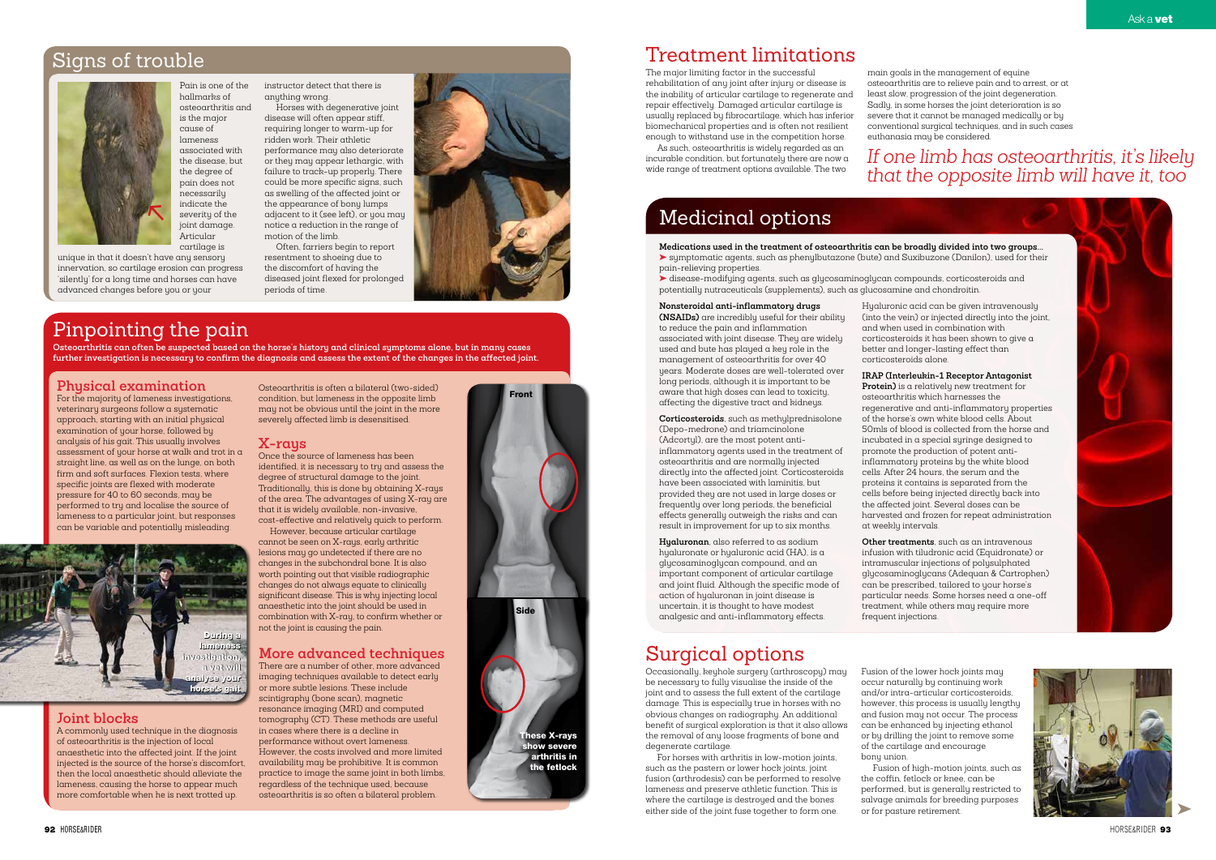## Signs of trouble

Pain is one of the hallmarks of osteoarthritis and is the major cause of lameness associated with the disease, but the degree of pain does not necessarily indicate the severity of the joint damage. Articular cartilage is unique in that it doesn't have any sensory innervation, so cartilage erosion can progress 'silently' for a long time and horses can have advanced changes before you or your instructor detect that there is anything wrong.

Horses with degenerative joint disease will often appear stiff, requiring longer to warm-up for ridden work. Their athletic performance may also deteriorate or they may appear lethargic, with failure to track-up properly. There could be more specific signs, such as swelling of the affected joint or the appearance of bony lumps adjacent to it (see left), or you may notice a reduction in the range of motion of the limb.

Often, farriers begin to report resentment to shoeing due to the discomfort of having the diseased joint flexed for prolonged periods of time.

## Pinpointing the pain

**Osteoarthritis can often be suspected based on the horse's history and clinical symptoms alone, but in many cases further investigation is necessary to confirm the diagnosis and assess the extent of the changes in the affected joint.**

### Physical examination

For the majority of lameness investigations, veterinary surgeons follow a systematic approach, starting with an initial physical examination of your horse, followed by analysis of his gait. This usually involves assessment of your horse at walk and trot in a straight line, as well as on the lunge, on both firm and soft surfaces. Flexion tests, where specific joints are flexed with moderate pressure for 40 to 60 seconds, may be performed to try and localise the source of lameness to a particular joint, but responses can be variable and potentially misleading.

During a lameness investigation, a vet will analyse your horse's gait

### Joint blocks

A commonly used technique in the diagnosis of osteoarthritis is the injection of local anaesthetic into the affected joint. If the joint injected is the source of the horse's discomfort, then the local anaesthetic should alleviate the lameness, causing the horse to appear much more comfortable when he is next trotted up.

Osteoarthritis is often a bilateral (two-sided) condition, but lameness in the opposite limb may not be obvious until the joint in the more severely affected limb is desensitised.

### X-rays

Once the source of lameness has been identified, it is necessary to try and assess the degree of structural damage to the joint. Traditionally, this is done by obtaining X-rays of the area. The advantages of using X-ray are that it is widely available, non-invasive, cost-effective and relatively quick to perform.

However, because articular cartilage cannot be seen on X-rays, early arthritic lesions may go undetected if there are no changes in the subchondral bone. It is also worth pointing out that visible radiographic changes do not always equate to clinically significant disease. This is why injecting local anaesthetic into the joint should be used in combination with X-ray, to confirm whether or not the joint is causing the pain.

### More advanced techniques

There are a number of other, more advanced imaging techniques available to detect early or more subtle lesions. These include scintigraphy (bone scan), magnetic resonance imaging (MRI) and computed tomography (CT). These methods are useful in cases where there is a decline in performance without overt lameness. However, the costs involved and more limited availability may be prohibitive. It is common practice to image the same joint in both limbs, regardless of the technique used, because osteoarthritis is so often a bilateral problem.

Front

Side

These X-rays show severe arthritis in the fetlock

## Treatment limitations

The major limiting factor in the successful rehabilitation of any joint after injury or disease is the inability of articular cartilage to regenerate and repair effectively. Damaged articular cartilage is usually replaced by fibrocartilage, which has inferior biomechanical properties and is often not resilient enough to withstand use in the competition horse.

As such, osteoarthritis is widely regarded as an incurable condition, but fortunately there are now a wide range of treatment options available. The two main goals in the management of equine osteoarthritis are to relieve pain and to arrest, or at least slow, progression of the joint degeneration. Sadly, in some horses the joint deterioration is so severe that it cannot be managed medically or by conventional surgical techniques, and in such cases euthanasia may be considered.

*If one limb has osteoarthritis, it's likely that the opposite limb will have it, too*

## Medicinal options

**Medications used in the treatment of osteoarthritis can be broadly divided into two groups...**

- symptomatic agents, such as phenylbutazone (bute) and Suxibuzone (Danilon), used for their pain-relieving properties.
- disease-modifying agents, such as glycosaminoglycan compounds, corticosteroids and potentially nutraceuticals (supplements), such as glucosamine and chondroitin.

**Nonsteroidal anti-inflammatory drugs (NSAIDs)** are incredibly useful for their ability to reduce the pain and inflammation associated with joint disease. They are widely used and bute has played a key role in the management of osteoarthritis for over 40 years. Moderate doses are well-tolerated over long periods, although it is important to be aware that high doses can lead to toxicity, affecting the digestive tract and kidneys.

**Corticosteroids**, such as methylprednisolone (Depo-medrone) and triamcinolone (Adcortyl), are the most potent anti-inflammatory agents used in the treatment of osteoarthritis and are normally injected directly into the affected joint. Corticosteroids have been associated with laminitis, but provided they are not used in large doses or frequently over long periods, the beneficial effects generally outweigh the risks and can result in improvement for up to six months.

**Hyaluronan**, also referred to as sodium hyaluronate or hyaluronic acid (HA), is a glycosaminoglycan compound, and an important component of articular cartilage and joint fluid. Although the specific mode of action of hyaluronan in joint disease is uncertain, it is thought to have modest analgesic and anti-inflammatory effects. Hyaluronic acid can be given intravenously (into the vein) or injected directly into the joint, and when used in combination with corticosteroids it has been shown to give a better and longer-lasting effect than corticosteroids alone.

**IRAP (Interleukin-1 Receptor Antagonist Protein)** is a relatively new treatment for osteoarthritis which harnesses the regenerative and anti-inflammatory properties of the horse's own white blood cells. About 50mls of blood is collected from the horse and incubated in a special syringe designed to promote the production of potent anti-inflammatory proteins by the white blood cells. After 24 hours, the serum and the proteins it contains is separated from the cells before being injected directly back into the affected joint. Several doses can be harvested and frozen for repeat administration at weekly intervals.

**Other treatments**, such as an intravenous infusion with tiludronic acid (Equidronate) or intramuscular injections of polysulphated glycosaminoglycans (Adequan & Cartrophen) can be prescribed, tailored to your horse's particular needs. Some horses need a one-off treatment, while others may require more frequent injections.

## Surgical options

Occasionally, keyhole surgery (arthroscopy) may be necessary to fully visualise the inside of the joint and to assess the full extent of the cartilage damage. This is especially true in horses with no obvious changes on radiography. An additional benefit of surgical exploration is that it also allows the removal of any loose fragments of bone and degenerate cartilage.

For horses with arthritis in low-motion joints, such as the pastern or lower hock joints, joint fusion (arthrodesis) can be performed to resolve lameness and preserve athletic function. This is where the cartilage is destroyed and the bones either side of the joint fuse together to form one. Fusion of the lower hock joints may occur naturally by continuing work and/or intra-articular corticosteroids, however, this process is usually lengthy and fusion may not occur. The process can be enhanced by injecting ethanol or by drilling the joint to remove some of the cartilage and encourage bony union.

Fusion of high-motion joints, such as the coffin, fetlock or knee, can be performed, but is generally restricted to salvage animals for breeding purposes or for pasture retirement.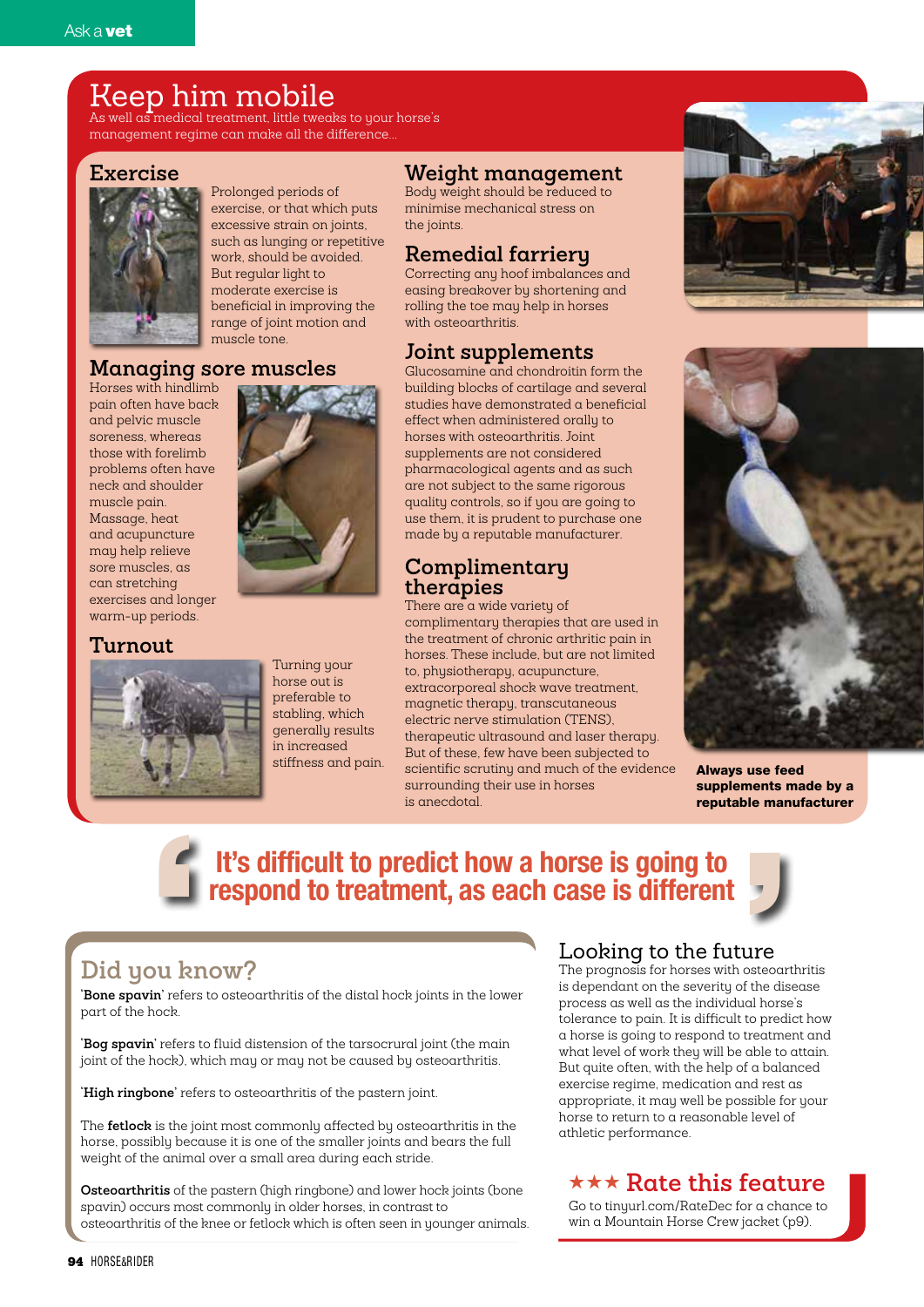# Keep him mobile

As well as medical treatment, little tweaks to your horse's management regime can make all the difference...

## Exercise

Prolonged periods of exercise, or that which puts excessive strain on joints, such as lunging or repetitive work, should be avoided. But regular light to moderate exercise is beneficial in improving the range of joint motion and muscle tone.

## Managing sore muscles

Horses with hindlimb pain often have back and pelvic muscle soreness, whereas those with forelimb problems often have neck and shoulder muscle pain. Massage, heat and acupuncture may help relieve sore muscles, as can stretching exercises and longer warm-up periods.

## Turnout

Turning your horse out is preferable to stabling, which generally results in increased stiffness and pain.

## Weight management

Body weight should be reduced to minimise mechanical stress on the joints.

## Remedial farriery

Correcting any hoof imbalances and easing breakover by shortening and rolling the toe may help in horses with osteoarthritis.

## Joint supplements

Glucosamine and chondroitin form the building blocks of cartilage and several studies have demonstrated a beneficial effect when administered orally to horses with osteoarthritis. Joint supplements are not considered pharmacological agents and as such are not subject to the same rigorous quality controls, so if you are going to use them, it is prudent to purchase one made by a reputable manufacturer.

## Complimentary therapies

There are a wide variety of complimentary therapies that are used in the treatment of chronic arthritic pain in horses. These include, but are not limited to, physiotherapy, acupuncture, extracorporeal shock wave treatment, magnetic therapy, transcutaneous electric nerve stimulation (TENS), therapeutic ultrasound and laser therapy. But of these, few have been subjected to scientific scrutiny and much of the evidence surrounding their use in horses is anecdotal.

**Always use feed supplements made by a reputable manufacturer**

> It's difficult to predict how a horse is going to respond to treatment, as each case is different

## Did you know?

'**Bone spavin**' refers to osteoarthritis of the distal hock joints in the lower part of the hock.

'**Bog spavin**' refers to fluid distension of the tarsocrural joint (the main joint of the hock), which may or may not be caused by osteoarthritis.

'**High ringbone**' refers to osteoarthritis of the pastern joint.

The **fetlock** is the joint most commonly affected by osteoarthritis in the horse, possibly because it is one of the smaller joints and bears the full weight of the animal over a small area during each stride.

**Osteoarthritis** of the pastern (high ringbone) and lower hock joints (bone spavin) occurs most commonly in older horses, in contrast to osteoarthritis of the knee or fetlock which is often seen in younger animals.

## Looking to the future

The prognosis for horses with osteoarthritis is dependant on the severity of the disease process as well as the individual horse's tolerance to pain. It is difficult to predict how a horse is going to respond to treatment and what level of work they will be able to attain. But quite often, with the help of a balanced exercise regime, medication and rest as appropriate, it may well be possible for your horse to return to a reasonable level of athletic performance.

## ★★★ Rate this feature

Go to tinyurl.com/RateDec for a chance to win a Mountain Horse Crew jacket (p9).